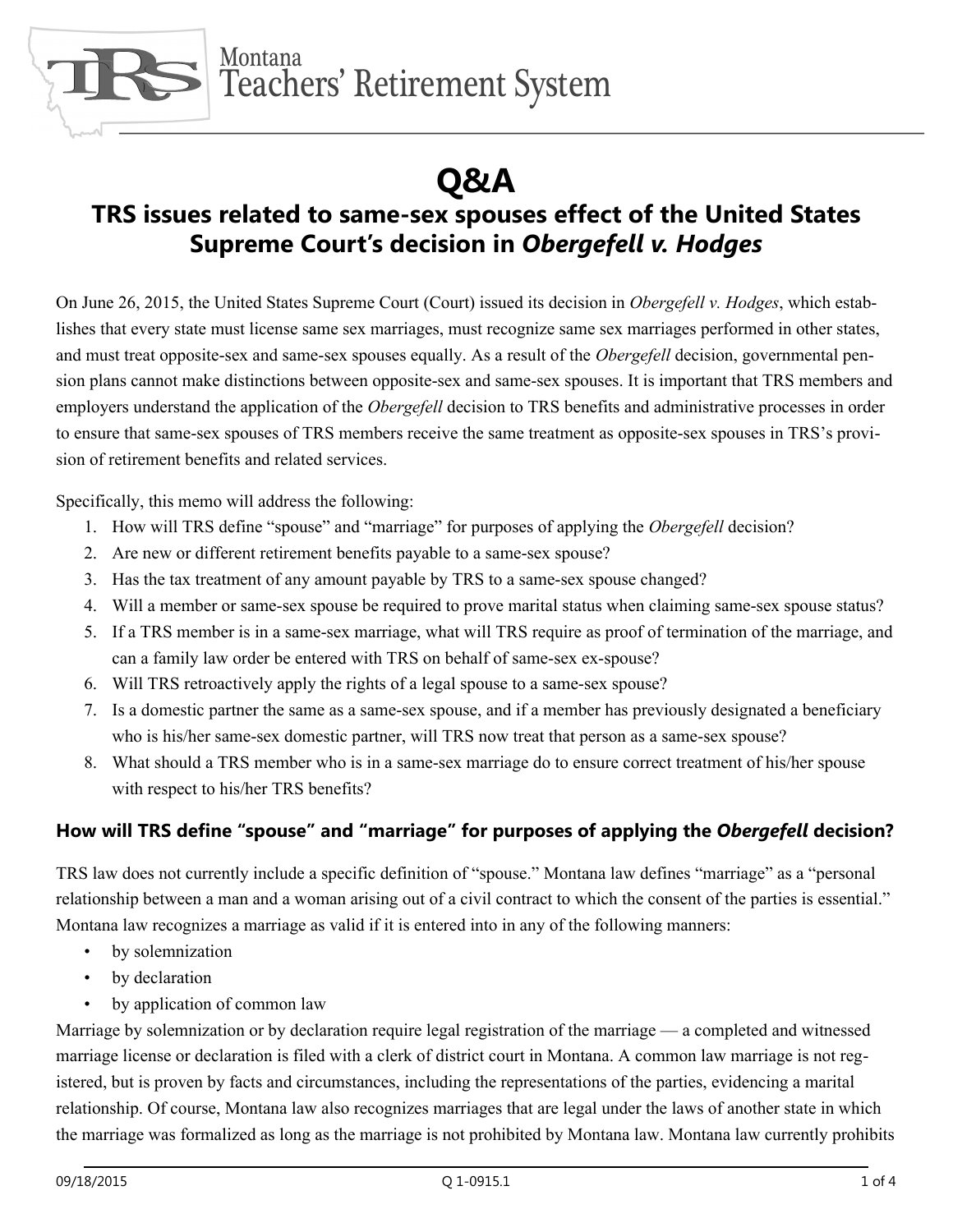Montana Teachers' Retirement System

# Q&A

## TRS issues related to same-sex spouses effect of the United States Supreme Court's decision in *Obergefell v. Hodges*

On June 26, 2015, the United States Supreme Court (Court) issued its decision in *Obergefell v. Hodges*, which establishes that every state must license same sex marriages, must recognize same sex marriages performed in other states, and must treat opposite-sex and same-sex spouses equally. As a result of the *Obergefell* decision, governmental pension plans cannot make distinctions between opposite-sex and same-sex spouses. It is important that TRS members and employers understand the application of the *Obergefell* decision to TRS benefits and administrative processes in order to ensure that same-sex spouses of TRS members receive the same treatment as opposite-sex spouses in TRS's provision of retirement benefits and related services.

Specifically, this memo will address the following:

1. How will TRS define "spouse" and "marriage" for purposes of applying the *Obergefell* decision?
2. Are new or different retirement benefits payable to a same-sex spouse?
3. Has the tax treatment of any amount payable by TRS to a same-sex spouse changed?
4. Will a member or same-sex spouse be required to prove marital status when claiming same-sex spouse status?
5. If a TRS member is in a same-sex marriage, what will TRS require as proof of termination of the marriage, and can a family law order be entered with TRS on behalf of same-sex ex-spouse?
6. Will TRS retroactively apply the rights of a legal spouse to a same-sex spouse?
7. Is a domestic partner the same as a same-sex spouse, and if a member has previously designated a beneficiary who is his/her same-sex domestic partner, will TRS now treat that person as a same-sex spouse?
8. What should a TRS member who is in a same-sex marriage do to ensure correct treatment of his/her spouse with respect to his/her TRS benefits?

### How will TRS define "spouse" and "marriage" for purposes of applying the *Obergefell* decision?

TRS law does not currently include a specific definition of "spouse." Montana law defines "marriage" as a "personal relationship between a man and a woman arising out of a civil contract to which the consent of the parties is essential." Montana law recognizes a marriage as valid if it is entered into in any of the following manners:

- by solemnization
- by declaration
- by application of common law

Marriage by solemnization or by declaration require legal registration of the marriage — a completed and witnessed marriage license or declaration is filed with a clerk of district court in Montana. A common law marriage is not registered, but is proven by facts and circumstances, including the representations of the parties, evidencing a marital relationship. Of course, Montana law also recognizes marriages that are legal under the laws of another state in which the marriage was formalized as long as the marriage is not prohibited by Montana law. Montana law currently prohibits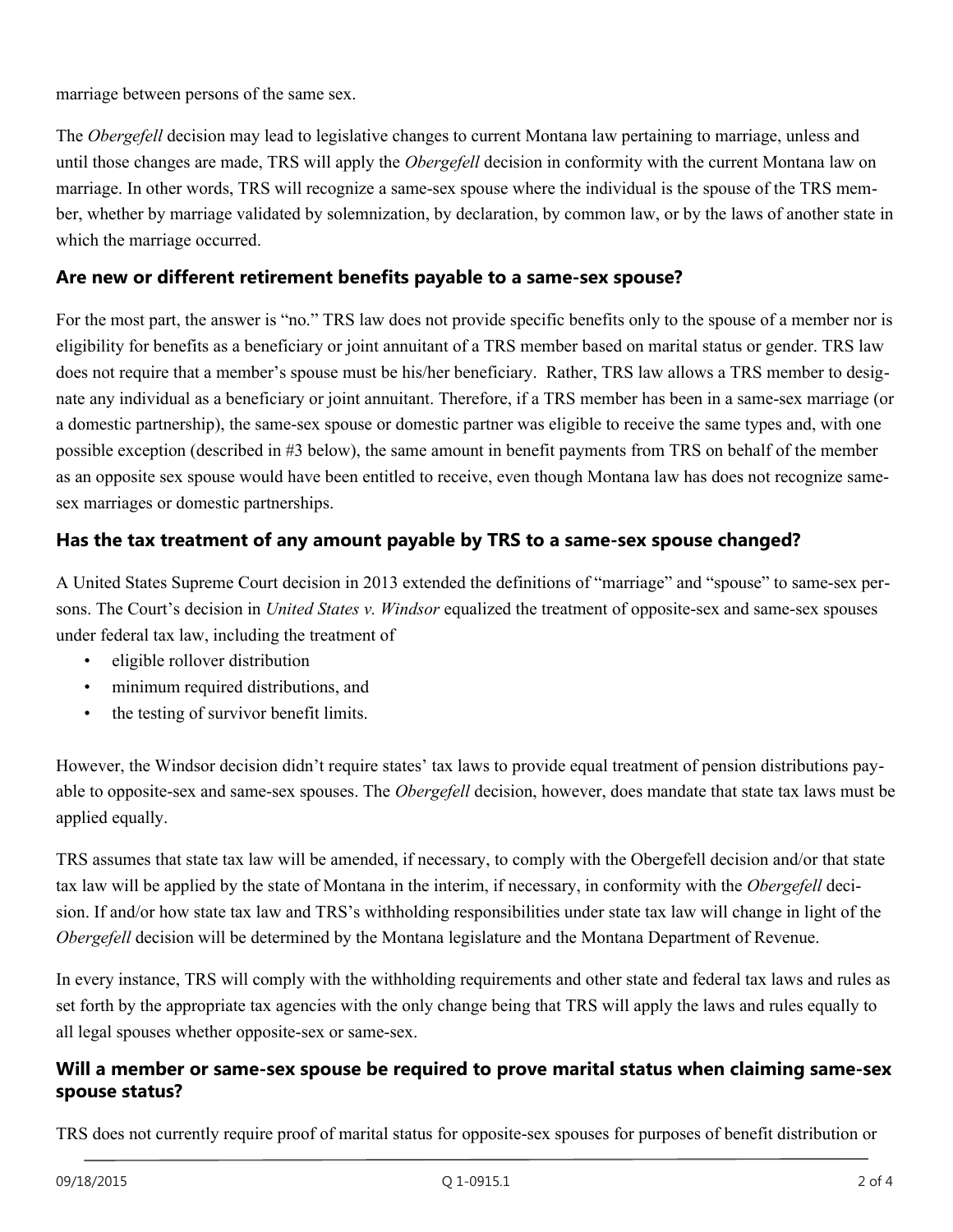marriage between persons of the same sex.

The *Obergefell* decision may lead to legislative changes to current Montana law pertaining to marriage, unless and until those changes are made, TRS will apply the *Obergefell* decision in conformity with the current Montana law on marriage. In other words, TRS will recognize a same-sex spouse where the individual is the spouse of the TRS member, whether by marriage validated by solemnization, by declaration, by common law, or by the laws of another state in which the marriage occurred.

### Are new or different retirement benefits payable to a same-sex spouse?

For the most part, the answer is "no." TRS law does not provide specific benefits only to the spouse of a member nor is eligibility for benefits as a beneficiary or joint annuitant of a TRS member based on marital status or gender. TRS law does not require that a member's spouse must be his/her beneficiary. Rather, TRS law allows a TRS member to designate any individual as a beneficiary or joint annuitant. Therefore, if a TRS member has been in a same-sex marriage (or a domestic partnership), the same-sex spouse or domestic partner was eligible to receive the same types and, with one possible exception (described in #3 below), the same amount in benefit payments from TRS on behalf of the member as an opposite sex spouse would have been entitled to receive, even though Montana law has does not recognize same-sex marriages or domestic partnerships.

### Has the tax treatment of any amount payable by TRS to a same-sex spouse changed?

A United States Supreme Court decision in 2013 extended the definitions of "marriage" and "spouse" to same-sex persons. The Court's decision in *United States v. Windsor* equalized the treatment of opposite-sex and same-sex spouses under federal tax law, including the treatment of

- eligible rollover distribution
- minimum required distributions, and
- the testing of survivor benefit limits.

However, the Windsor decision didn't require states' tax laws to provide equal treatment of pension distributions payable to opposite-sex and same-sex spouses. The *Obergefell* decision, however, does mandate that state tax laws must be applied equally.

TRS assumes that state tax law will be amended, if necessary, to comply with the Obergefell decision and/or that state tax law will be applied by the state of Montana in the interim, if necessary, in conformity with the *Obergefell* decision. If and/or how state tax law and TRS's withholding responsibilities under state tax law will change in light of the *Obergefell* decision will be determined by the Montana legislature and the Montana Department of Revenue.

In every instance, TRS will comply with the withholding requirements and other state and federal tax laws and rules as set forth by the appropriate tax agencies with the only change being that TRS will apply the laws and rules equally to all legal spouses whether opposite-sex or same-sex.

### Will a member or same-sex spouse be required to prove marital status when claiming same-sex spouse status?

TRS does not currently require proof of marital status for opposite-sex spouses for purposes of benefit distribution or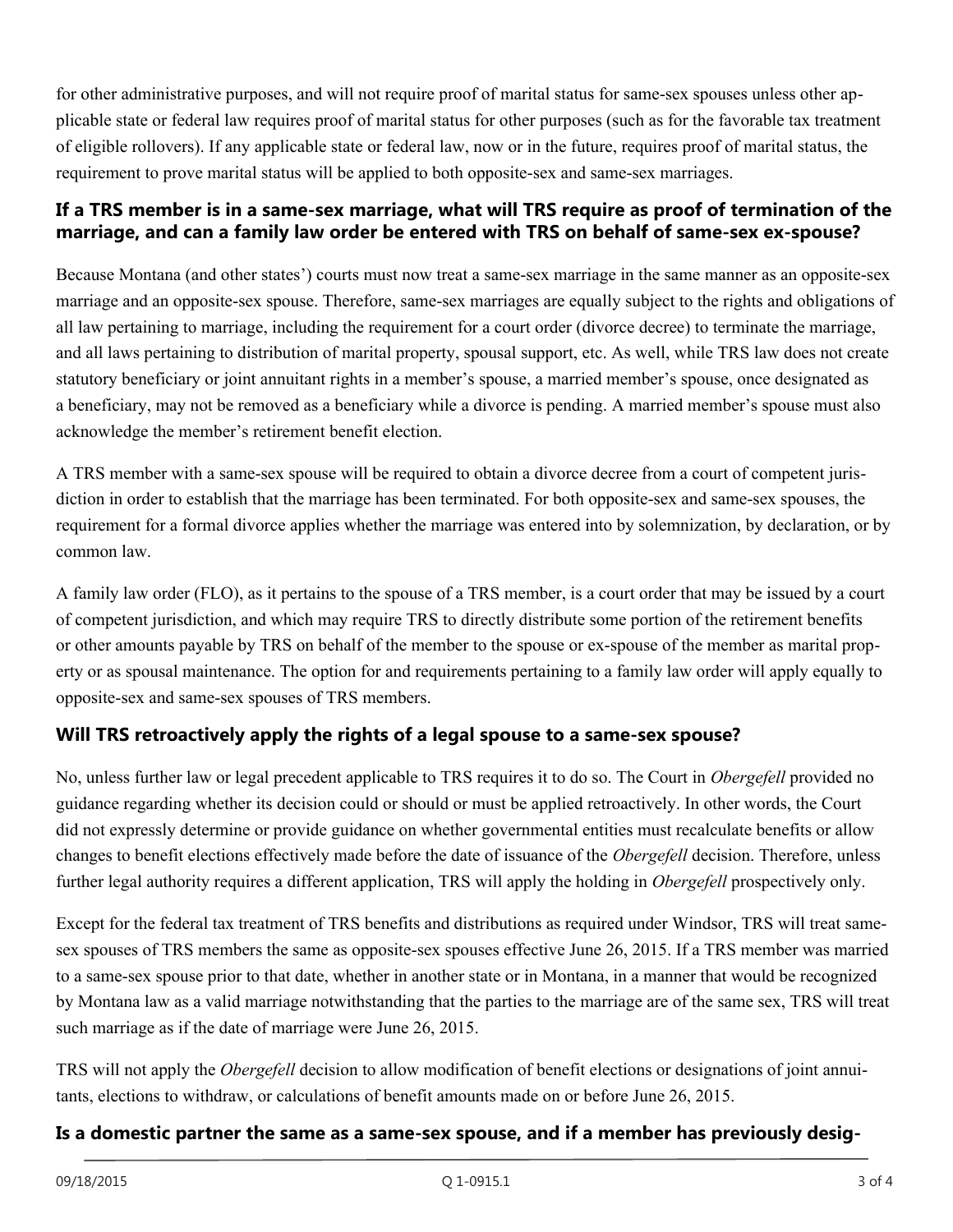for other administrative purposes, and will not require proof of marital status for same-sex spouses unless other applicable state or federal law requires proof of marital status for other purposes (such as for the favorable tax treatment of eligible rollovers). If any applicable state or federal law, now or in the future, requires proof of marital status, the requirement to prove marital status will be applied to both opposite-sex and same-sex marriages.

### If a TRS member is in a same-sex marriage, what will TRS require as proof of termination of the marriage, and can a family law order be entered with TRS on behalf of same-sex ex-spouse?

Because Montana (and other states') courts must now treat a same-sex marriage in the same manner as an opposite-sex marriage and an opposite-sex spouse. Therefore, same-sex marriages are equally subject to the rights and obligations of all law pertaining to marriage, including the requirement for a court order (divorce decree) to terminate the marriage, and all laws pertaining to distribution of marital property, spousal support, etc. As well, while TRS law does not create statutory beneficiary or joint annuitant rights in a member's spouse, a married member's spouse, once designated as a beneficiary, may not be removed as a beneficiary while a divorce is pending. A married member's spouse must also acknowledge the member's retirement benefit election.

A TRS member with a same-sex spouse will be required to obtain a divorce decree from a court of competent jurisdiction in order to establish that the marriage has been terminated. For both opposite-sex and same-sex spouses, the requirement for a formal divorce applies whether the marriage was entered into by solemnization, by declaration, or by common law.

A family law order (FLO), as it pertains to the spouse of a TRS member, is a court order that may be issued by a court of competent jurisdiction, and which may require TRS to directly distribute some portion of the retirement benefits or other amounts payable by TRS on behalf of the member to the spouse or ex-spouse of the member as marital property or as spousal maintenance. The option for and requirements pertaining to a family law order will apply equally to opposite-sex and same-sex spouses of TRS members.

### Will TRS retroactively apply the rights of a legal spouse to a same-sex spouse?

No, unless further law or legal precedent applicable to TRS requires it to do so. The Court in *Obergefell* provided no guidance regarding whether its decision could or should or must be applied retroactively. In other words, the Court did not expressly determine or provide guidance on whether governmental entities must recalculate benefits or allow changes to benefit elections effectively made before the date of issuance of the *Obergefell* decision. Therefore, unless further legal authority requires a different application, TRS will apply the holding in *Obergefell* prospectively only.

Except for the federal tax treatment of TRS benefits and distributions as required under Windsor, TRS will treat same-sex spouses of TRS members the same as opposite-sex spouses effective June 26, 2015. If a TRS member was married to a same-sex spouse prior to that date, whether in another state or in Montana, in a manner that would be recognized by Montana law as a valid marriage notwithstanding that the parties to the marriage are of the same sex, TRS will treat such marriage as if the date of marriage were June 26, 2015.

TRS will not apply the *Obergefell* decision to allow modification of benefit elections or designations of joint annuitants, elections to withdraw, or calculations of benefit amounts made on or before June 26, 2015.

### Is a domestic partner the same as a same-sex spouse, and if a member has previously desig-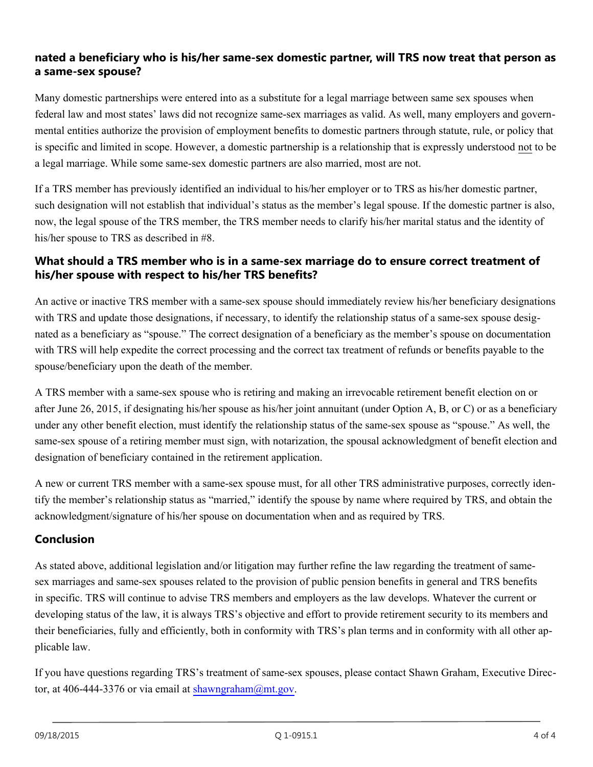**nated a beneficiary who is his/her same-sex domestic partner, will TRS now treat that person as a same-sex spouse?**

Many domestic partnerships were entered into as a substitute for a legal marriage between same sex spouses when federal law and most states' laws did not recognize same-sex marriages as valid. As well, many employers and governmental entities authorize the provision of employment benefits to domestic partners through statute, rule, or policy that is specific and limited in scope. However, a domestic partnership is a relationship that is expressly understood <u>not</u> to be a legal marriage. While some same-sex domestic partners are also married, most are not.

If a TRS member has previously identified an individual to his/her employer or to TRS as his/her domestic partner, such designation will not establish that individual's status as the member's legal spouse. If the domestic partner is also, now, the legal spouse of the TRS member, the TRS member needs to clarify his/her marital status and the identity of his/her spouse to TRS as described in #8.

### What should a TRS member who is in a same-sex marriage do to ensure correct treatment of his/her spouse with respect to his/her TRS benefits?

An active or inactive TRS member with a same-sex spouse should immediately review his/her beneficiary designations with TRS and update those designations, if necessary, to identify the relationship status of a same-sex spouse designated as a beneficiary as "spouse." The correct designation of a beneficiary as the member's spouse on documentation with TRS will help expedite the correct processing and the correct tax treatment of refunds or benefits payable to the spouse/beneficiary upon the death of the member.

A TRS member with a same-sex spouse who is retiring and making an irrevocable retirement benefit election on or after June 26, 2015, if designating his/her spouse as his/her joint annuitant (under Option A, B, or C) or as a beneficiary under any other benefit election, must identify the relationship status of the same-sex spouse as "spouse." As well, the same-sex spouse of a retiring member must sign, with notarization, the spousal acknowledgment of benefit election and designation of beneficiary contained in the retirement application.

A new or current TRS member with a same-sex spouse must, for all other TRS administrative purposes, correctly identify the member's relationship status as "married," identify the spouse by name where required by TRS, and obtain the acknowledgment/signature of his/her spouse on documentation when and as required by TRS.

### Conclusion

As stated above, additional legislation and/or litigation may further refine the law regarding the treatment of same-sex marriages and same-sex spouses related to the provision of public pension benefits in general and TRS benefits in specific. TRS will continue to advise TRS members and employers as the law develops. Whatever the current or developing status of the law, it is always TRS's objective and effort to provide retirement security to its members and their beneficiaries, fully and efficiently, both in conformity with TRS's plan terms and in conformity with all other applicable law.

If you have questions regarding TRS's treatment of same-sex spouses, please contact Shawn Graham, Executive Director, at 406-444-3376 or via email at [shawngraham@mt.gov](mailto:shawngraham@mt.gov).

09/18/2015 Q 1-0915.1